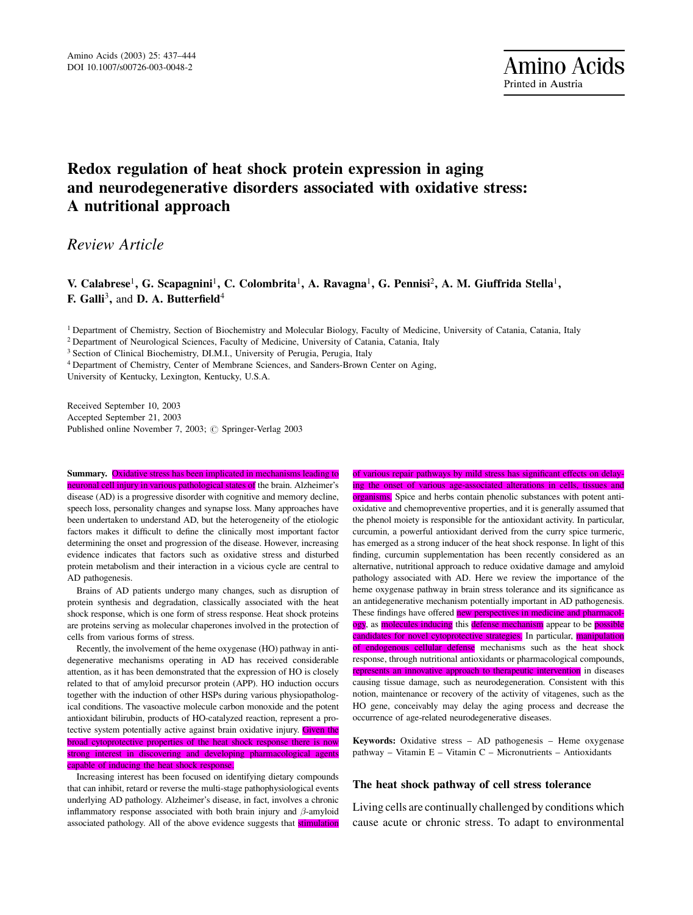# Redox regulation of heat shock protein expression in aging and neurodegenerative disorders associated with oxidative stress: A nutritional approach

*Review Article*

**V. Calabrese**[1], **G. Scapagnini**[1], **C. Colombrita**[1], **A. Ravagna**[1], **G. Pennisi**[2], **A. M. Giuffrida Stella**[1], **F. Galli**[3], and **D. A. Butterfield**[4]

[1] Department of Chemistry, Section of Biochemistry and Molecular Biology, Faculty of Medicine, University of Catania, Catania, Italy
[2] Department of Neurological Sciences, Faculty of Medicine, University of Catania, Catania, Italy
[3] Section of Clinical Biochemistry, DI.M.I., University of Perugia, Perugia, Italy
[4] Department of Chemistry, Center of Membrane Sciences, and Sanders-Brown Center on Aging, University of Kentucky, Lexington, Kentucky, U.S.A.

Received September 10, 2003
Accepted September 21, 2003
Published online November 7, 2003; © Springer-Verlag 2003

**Summary.** Oxidative stress has been implicated in mechanisms leading to neuronal cell injury in various pathological states of the brain. Alzheimer's disease (AD) is a progressive disorder with cognitive and memory decline, speech loss, personality changes and synapse loss. Many approaches have been undertaken to understand AD, but the heterogeneity of the etiologic factors makes it difficult to define the clinically most important factor determining the onset and progression of the disease. However, increasing evidence indicates that factors such as oxidative stress and disturbed protein metabolism and their interaction in a vicious cycle are central to AD pathogenesis.

Brains of AD patients undergo many changes, such as disruption of protein synthesis and degradation, classically associated with the heat shock response, which is one form of stress response. Heat shock proteins are proteins serving as molecular chaperones involved in the protection of cells from various forms of stress.

Recently, the involvement of the heme oxygenase (HO) pathway in antidegenerative mechanisms operating in AD has received considerable attention, as it has been demonstrated that the expression of HO is closely related to that of amyloid precursor protein (APP). HO induction occurs together with the induction of other HSPs during various physiopathological conditions. The vasoactive molecule carbon monoxide and the potent antioxidant bilirubin, products of HO-catalyzed reaction, represent a protective system potentially active against brain oxidative injury. Given the broad cytoprotective properties of the heat shock response there is now strong interest in discovering and developing pharmacological agents capable of inducing the heat shock response.

Increasing interest has been focused on identifying dietary compounds that can inhibit, retard or reverse the multi-stage pathophysiological events underlying AD pathology. Alzheimer's disease, in fact, involves a chronic inflammatory response associated with both brain injury and $\beta$-amyloid associated pathology. All of the above evidence suggests that stimulation of various repair pathways by mild stress has significant effects on delaying the onset of various age-associated alterations in cells, tissues and organisms. Spice and herbs contain phenolic substances with potent antioxidative and chemopreventive properties, and it is generally assumed that the phenol moiety is responsible for the antioxidant activity. In particular, curcumin, a powerful antioxidant derived from the curry spice turmeric, has emerged as a strong inducer of the heat shock response. In light of this finding, curcumin supplementation has been recently considered as an alternative, nutritional approach to reduce oxidative damage and amyloid pathology associated with AD. Here we review the importance of the heme oxygenase pathway in brain stress tolerance and its significance as an antidegenerative mechanism potentially important in AD pathogenesis. These findings have offered new perspectives in medicine and pharmacology, as molecules inducing this defense mechanism appear to be possible candidates for novel cytoprotective strategies. In particular, manipulation of endogenous cellular defense mechanisms such as the heat shock response, through nutritional antioxidants or pharmacological compounds, represents an innovative approach to therapeutic intervention in diseases causing tissue damage, such as neurodegeneration. Consistent with this notion, maintenance or recovery of the activity of vitagenes, such as the HO gene, conceivably may delay the aging process and decrease the occurrence of age-related neurodegenerative diseases.

**Keywords:** Oxidative stress – AD pathogenesis – Heme oxygenase pathway – Vitamin E – Vitamin C – Micronutrients – Antioxidants

## The heat shock pathway of cell stress tolerance

Living cells are continually challenged by conditions which cause acute or chronic stress. To adapt to environmental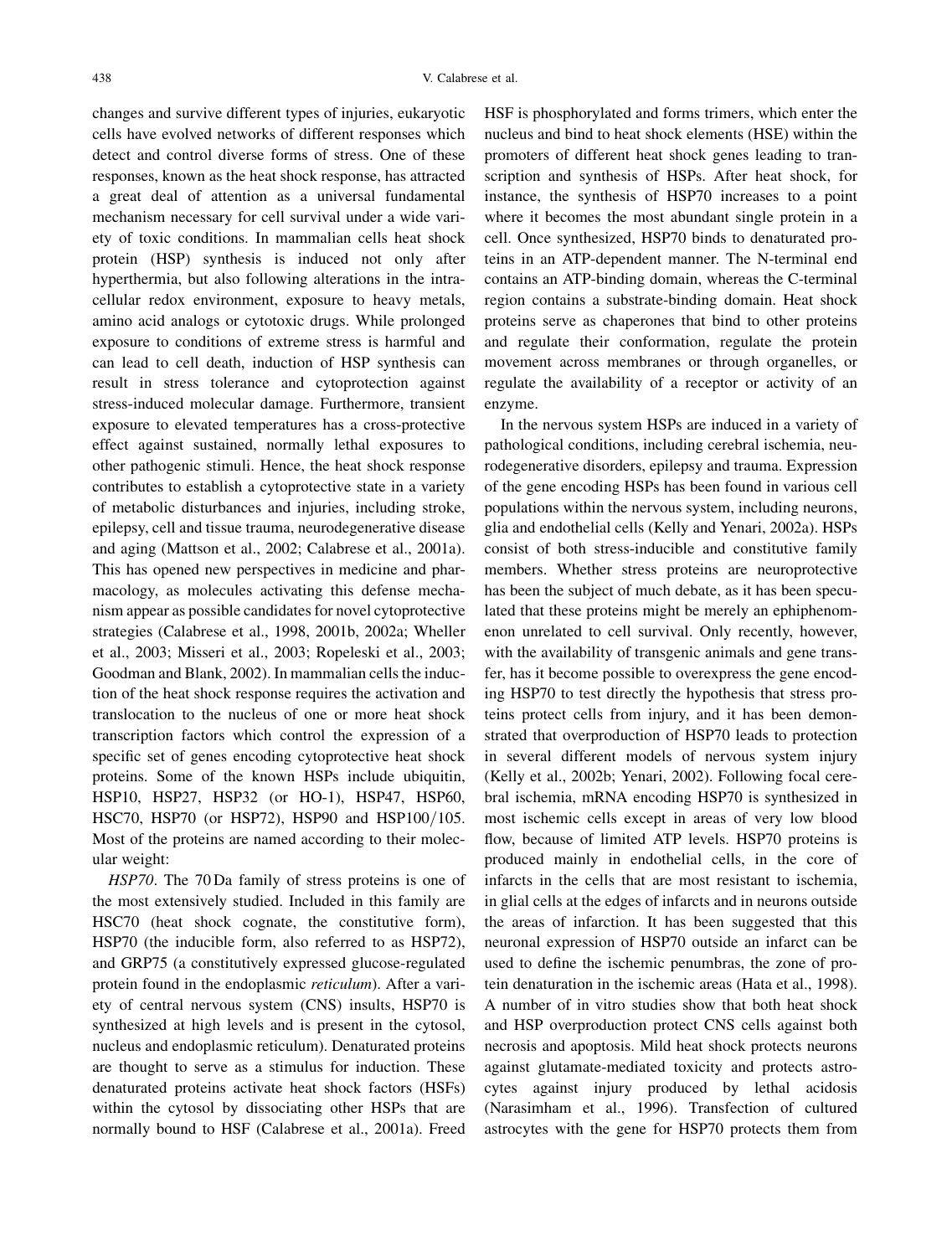changes and survive different types of injuries, eukaryotic cells have evolved networks of different responses which detect and control diverse forms of stress. One of these responses, known as the heat shock response, has attracted a great deal of attention as a universal fundamental mechanism necessary for cell survival under a wide variety of toxic conditions. In mammalian cells heat shock protein (HSP) synthesis is induced not only after hyperthermia, but also following alterations in the intracellular redox environment, exposure to heavy metals, amino acid analogs or cytotoxic drugs. While prolonged exposure to conditions of extreme stress is harmful and can lead to cell death, induction of HSP synthesis can result in stress tolerance and cytoprotection against stress-induced molecular damage. Furthermore, transient exposure to elevated temperatures has a cross-protective effect against sustained, normally lethal exposures to other pathogenic stimuli. Hence, the heat shock response contributes to establish a cytoprotective state in a variety of metabolic disturbances and injuries, including stroke, epilepsy, cell and tissue trauma, neurodegenerative disease and aging (Mattson et al., 2002; Calabrese et al., 2001a). This has opened new perspectives in medicine and pharmacology, as molecules activating this defense mechanism appear as possible candidates for novel cytoprotective strategies (Calabrese et al., 1998, 2001b, 2002a; Wheller et al., 2003; Misseri et al., 2003; Ropeleski et al., 2003; Goodman and Blank, 2002). In mammalian cells the induction of the heat shock response requires the activation and translocation to the nucleus of one or more heat shock transcription factors which control the expression of a specific set of genes encoding cytoprotective heat shock proteins. Some of the known HSPs include ubiquitin, HSP10, HSP27, HSP32 (or HO-1), HSP47, HSP60, HSC70, HSP70 (or HSP72), HSP90 and HSP100/105. Most of the proteins are named according to their molecular weight:

*HSP70*. The 70 Da family of stress proteins is one of the most extensively studied. Included in this family are HSC70 (heat shock cognate, the constitutive form), HSP70 (the inducible form, also referred to as HSP72), and GRP75 (a constitutively expressed glucose-regulated protein found in the endoplasmic *reticulum*). After a variety of central nervous system (CNS) insults, HSP70 is synthesized at high levels and is present in the cytosol, nucleus and endoplasmic reticulum). Denaturated proteins are thought to serve as a stimulus for induction. These denaturated proteins activate heat shock factors (HSFs) within the cytosol by dissociating other HSPs that are normally bound to HSF (Calabrese et al., 2001a). Freed HSF is phosphorylated and forms trimers, which enter the nucleus and bind to heat shock elements (HSE) within the promoters of different heat shock genes leading to transcription and synthesis of HSPs. After heat shock, for instance, the synthesis of HSP70 increases to a point where it becomes the most abundant single protein in a cell. Once synthesized, HSP70 binds to denaturated proteins in an ATP-dependent manner. The N-terminal end contains an ATP-binding domain, whereas the C-terminal region contains a substrate-binding domain. Heat shock proteins serve as chaperones that bind to other proteins and regulate their conformation, regulate the protein movement across membranes or through organelles, or regulate the availability of a receptor or activity of an enzyme.

In the nervous system HSPs are induced in a variety of pathological conditions, including cerebral ischemia, neurodegenerative disorders, epilepsy and trauma. Expression of the gene encoding HSPs has been found in various cell populations within the nervous system, including neurons, glia and endothelial cells (Kelly and Yenari, 2002a). HSPs consist of both stress-inducible and constitutive family members. Whether stress proteins are neuroprotective has been the subject of much debate, as it has been speculated that these proteins might be merely an ephiphenomenon unrelated to cell survival. Only recently, however, with the availability of transgenic animals and gene transfer, has it become possible to overexpress the gene encoding HSP70 to test directly the hypothesis that stress proteins protect cells from injury, and it has been demonstrated that overproduction of HSP70 leads to protection in several different models of nervous system injury (Kelly et al., 2002b; Yenari, 2002). Following focal cerebral ischemia, mRNA encoding HSP70 is synthesized in most ischemic cells except in areas of very low blood flow, because of limited ATP levels. HSP70 proteins is produced mainly in endothelial cells, in the core of infarcts in the cells that are most resistant to ischemia, in glial cells at the edges of infarcts and in neurons outside the areas of infarction. It has been suggested that this neuronal expression of HSP70 outside an infarct can be used to define the ischemic penumbras, the zone of protein denaturation in the ischemic areas (Hata et al., 1998). A number of in vitro studies show that both heat shock and HSP overproduction protect CNS cells against both necrosis and apoptosis. Mild heat shock protects neurons against glutamate-mediated toxicity and protects astrocytes against injury produced by lethal acidosis (Narasimham et al., 1996). Transfection of cultured astrocytes with the gene for HSP70 protects them from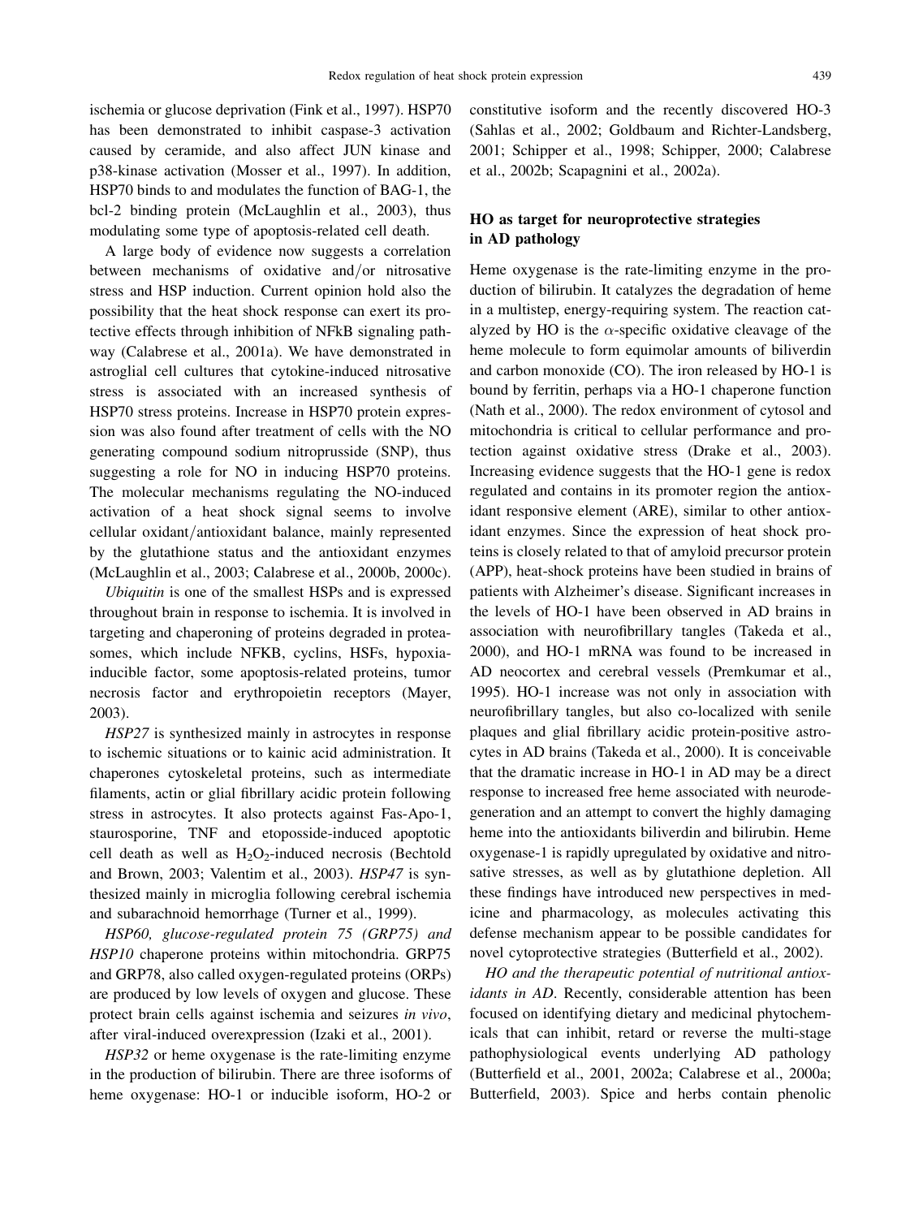ischemia or glucose deprivation (Fink et al., 1997). HSP70 has been demonstrated to inhibit caspase-3 activation caused by ceramide, and also affect JUN kinase and p38-kinase activation (Mosser et al., 1997). In addition, HSP70 binds to and modulates the function of BAG-1, the bcl-2 binding protein (McLaughlin et al., 2003), thus modulating some type of apoptosis-related cell death.

A large body of evidence now suggests a correlation between mechanisms of oxidative and/or nitrosative stress and HSP induction. Current opinion hold also the possibility that the heat shock response can exert its protective effects through inhibition of NFkB signaling pathway (Calabrese et al., 2001a). We have demonstrated in astroglial cell cultures that cytokine-induced nitrosative stress is associated with an increased synthesis of HSP70 stress proteins. Increase in HSP70 protein expression was also found after treatment of cells with the NO generating compound sodium nitroprusside (SNP), thus suggesting a role for NO in inducing HSP70 proteins. The molecular mechanisms regulating the NO-induced activation of a heat shock signal seems to involve cellular oxidant/antioxidant balance, mainly represented by the glutathione status and the antioxidant enzymes (McLaughlin et al., 2003; Calabrese et al., 2000b, 2000c).

*Ubiquitin* is one of the smallest HSPs and is expressed throughout brain in response to ischemia. It is involved in targeting and chaperoning of proteins degraded in proteasomes, which include NFKB, cyclins, HSFs, hypoxia-inducible factor, some apoptosis-related proteins, tumor necrosis factor and erythropoietin receptors (Mayer, 2003).

*HSP27* is synthesized mainly in astrocytes in response to ischemic situations or to kainic acid administration. It chaperones cytoskeletal proteins, such as intermediate filaments, actin or glial fibrillary acidic protein following stress in astrocytes. It also protects against Fas-Apo-1, staurosporine, TNF and etoposside-induced apoptotic cell death as well as $H_2O_2$-induced necrosis (Bechtold and Brown, 2003; Valentim et al., 2003). *HSP47* is synthesized mainly in microglia following cerebral ischemia and subarachnoid hemorrhage (Turner et al., 1999).

*HSP60, glucose-regulated protein 75 (GRP75) and HSP10* chaperone proteins within mitochondria. GRP75 and GRP78, also called oxygen-regulated proteins (ORPs) are produced by low levels of oxygen and glucose. These protect brain cells against ischemia and seizures *in vivo*, after viral-induced overexpression (Izaki et al., 2001).

*HSP32* or heme oxygenase is the rate-limiting enzyme in the production of bilirubin. There are three isoforms of heme oxygenase: HO-1 or inducible isoform, HO-2 or constitutive isoform and the recently discovered HO-3 (Sahlas et al., 2002; Goldbaum and Richter-Landsberg, 2001; Schipper et al., 1998; Schipper, 2000; Calabrese et al., 2002b; Scapagnini et al., 2002a).

## HO as target for neuroprotective strategies in AD pathology

Heme oxygenase is the rate-limiting enzyme in the production of bilirubin. It catalyzes the degradation of heme in a multistep, energy-requiring system. The reaction catalyzed by HO is the $\alpha$-specific oxidative cleavage of the heme molecule to form equimolar amounts of biliverdin and carbon monoxide (CO). The iron released by HO-1 is bound by ferritin, perhaps via a HO-1 chaperone function (Nath et al., 2000). The redox environment of cytosol and mitochondria is critical to cellular performance and protection against oxidative stress (Drake et al., 2003). Increasing evidence suggests that the HO-1 gene is redox regulated and contains in its promoter region the antioxidant responsive element (ARE), similar to other antioxidant enzymes. Since the expression of heat shock proteins is closely related to that of amyloid precursor protein (APP), heat-shock proteins have been studied in brains of patients with Alzheimer's disease. Significant increases in the levels of HO-1 have been observed in AD brains in association with neurofibrillary tangles (Takeda et al., 2000), and HO-1 mRNA was found to be increased in AD neocortex and cerebral vessels (Premkumar et al., 1995). HO-1 increase was not only in association with neurofibrillary tangles, but also co-localized with senile plaques and glial fibrillary acidic protein-positive astrocytes in AD brains (Takeda et al., 2000). It is conceivable that the dramatic increase in HO-1 in AD may be a direct response to increased free heme associated with neurodegeneration and an attempt to convert the highly damaging heme into the antioxidants biliverdin and bilirubin. Heme oxygenase-1 is rapidly upregulated by oxidative and nitrosative stresses, as well as by glutathione depletion. All these findings have introduced new perspectives in medicine and pharmacology, as molecules activating this defense mechanism appear to be possible candidates for novel cytoprotective strategies (Butterfield et al., 2002).

*HO and the therapeutic potential of nutritional antioxidants in AD*. Recently, considerable attention has been focused on identifying dietary and medicinal phytochemicals that can inhibit, retard or reverse the multi-stage pathophysiological events underlying AD pathology (Butterfield et al., 2001, 2002a; Calabrese et al., 2000a; Butterfield, 2003). Spice and herbs contain phenolic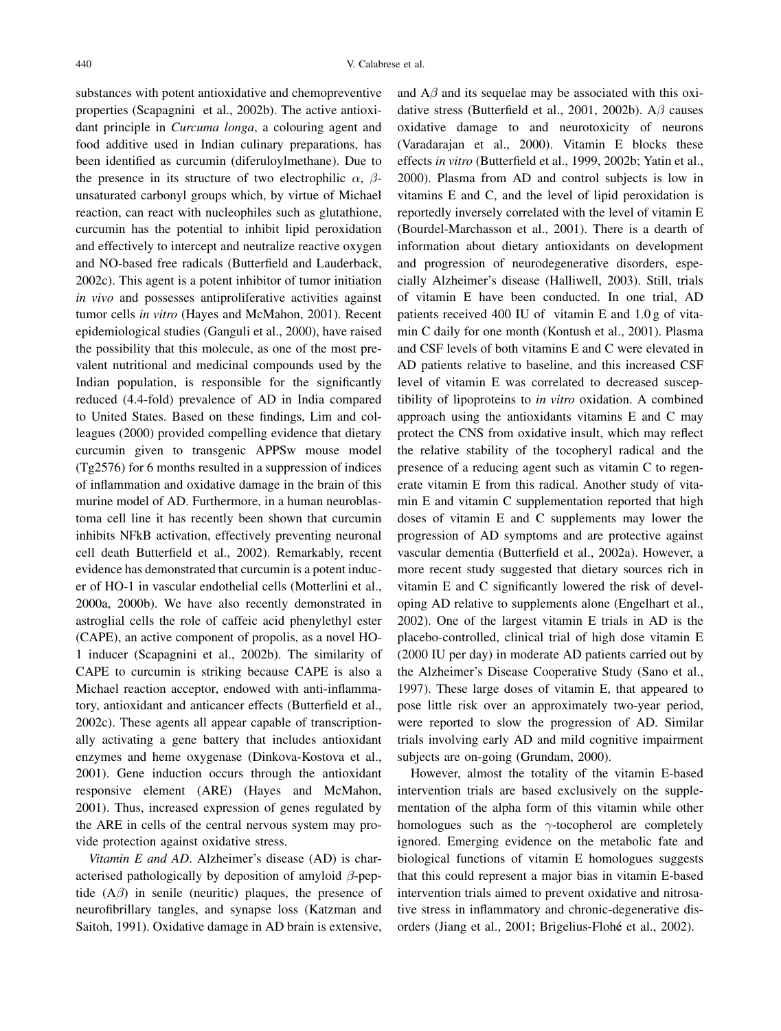substances with potent antioxidative and chemopreventive properties (Scapagnini et al., 2002b). The active antioxidant principle in *Curcuma longa*, a colouring agent and food additive used in Indian culinary preparations, has been identified as curcumin (diferuloylmethane). Due to the presence in its structure of two electrophilic $\alpha$, $\beta$-unsaturated carbonyl groups which, by virtue of Michael reaction, can react with nucleophiles such as glutathione, curcumin has the potential to inhibit lipid peroxidation and effectively to intercept and neutralize reactive oxygen and NO-based free radicals (Butterfield and Lauderback, 2002c). This agent is a potent inhibitor of tumor initiation *in vivo* and possesses antiproliferative activities against tumor cells *in vitro* (Hayes and McMahon, 2001). Recent epidemiological studies (Ganguli et al., 2000), have raised the possibility that this molecule, as one of the most prevalent nutritional and medicinal compounds used by the Indian population, is responsible for the significantly reduced (4.4-fold) prevalence of AD in India compared to United States. Based on these findings, Lim and colleagues (2000) provided compelling evidence that dietary curcumin given to transgenic APPSw mouse model (Tg2576) for 6 months resulted in a suppression of indices of inflammation and oxidative damage in the brain of this murine model of AD. Furthermore, in a human neuroblastoma cell line it has recently been shown that curcumin inhibits NFkB activation, effectively preventing neuronal cell death Butterfield et al., 2002). Remarkably, recent evidence has demonstrated that curcumin is a potent inducer of HO-1 in vascular endothelial cells (Motterlini et al., 2000a, 2000b). We have also recently demonstrated in astroglial cells the role of caffeic acid phenylethyl ester (CAPE), an active component of propolis, as a novel HO-1 inducer (Scapagnini et al., 2002b). The similarity of CAPE to curcumin is striking because CAPE is also a Michael reaction acceptor, endowed with anti-inflammatory, antioxidant and anticancer effects (Butterfield et al., 2002c). These agents all appear capable of transcriptionally activating a gene battery that includes antioxidant enzymes and heme oxygenase (Dinkova-Kostova et al., 2001). Gene induction occurs through the antioxidant responsive element (ARE) (Hayes and McMahon, 2001). Thus, increased expression of genes regulated by the ARE in cells of the central nervous system may provide protection against oxidative stress.

*Vitamin E and AD*. Alzheimer's disease (AD) is characterised pathologically by deposition of amyloid $\beta$-peptide (A$\beta$) in senile (neuritic) plaques, the presence of neurofibrillary tangles, and synapse loss (Katzman and Saitoh, 1991). Oxidative damage in AD brain is extensive, and A$\beta$ and its sequelae may be associated with this oxidative stress (Butterfield et al., 2001, 2002b). A$\beta$ causes oxidative damage to and neurotoxicity of neurons (Varadarajan et al., 2000). Vitamin E blocks these effects *in vitro* (Butterfield et al., 1999, 2002b; Yatin et al., 2000). Plasma from AD and control subjects is low in vitamins E and C, and the level of lipid peroxidation is reportedly inversely correlated with the level of vitamin E (Bourdel-Marchasson et al., 2001). There is a dearth of information about dietary antioxidants on development and progression of neurodegenerative disorders, especially Alzheimer's disease (Halliwell, 2003). Still, trials of vitamin E have been conducted. In one trial, AD patients received 400 IU of vitamin E and 1.0 g of vitamin C daily for one month (Kontush et al., 2001). Plasma and CSF levels of both vitamins E and C were elevated in AD patients relative to baseline, and this increased CSF level of vitamin E was correlated to decreased susceptibility of lipoproteins to *in vitro* oxidation. A combined approach using the antioxidants vitamins E and C may protect the CNS from oxidative insult, which may reflect the relative stability of the tocopheryl radical and the presence of a reducing agent such as vitamin C to regenerate vitamin E from this radical. Another study of vitamin E and vitamin C supplementation reported that high doses of vitamin E and C supplements may lower the progression of AD symptoms and are protective against vascular dementia (Butterfield et al., 2002a). However, a more recent study suggested that dietary sources rich in vitamin E and C significantly lowered the risk of developing AD relative to supplements alone (Engelhart et al., 2002). One of the largest vitamin E trials in AD is the placebo-controlled, clinical trial of high dose vitamin E (2000 IU per day) in moderate AD patients carried out by the Alzheimer's Disease Cooperative Study (Sano et al., 1997). These large doses of vitamin E, that appeared to pose little risk over an approximately two-year period, were reported to slow the progression of AD. Similar trials involving early AD and mild cognitive impairment subjects are on-going (Grundam, 2000).

However, almost the totality of the vitamin E-based intervention trials are based exclusively on the supplementation of the alpha form of this vitamin while other homologues such as the $\gamma$-tocopherol are completely ignored. Emerging evidence on the metabolic fate and biological functions of vitamin E homologues suggests that this could represent a major bias in vitamin E-based intervention trials aimed to prevent oxidative and nitrosative stress in inflammatory and chronic-degenerative disorders (Jiang et al., 2001; Brigelius-Flohé et al., 2002).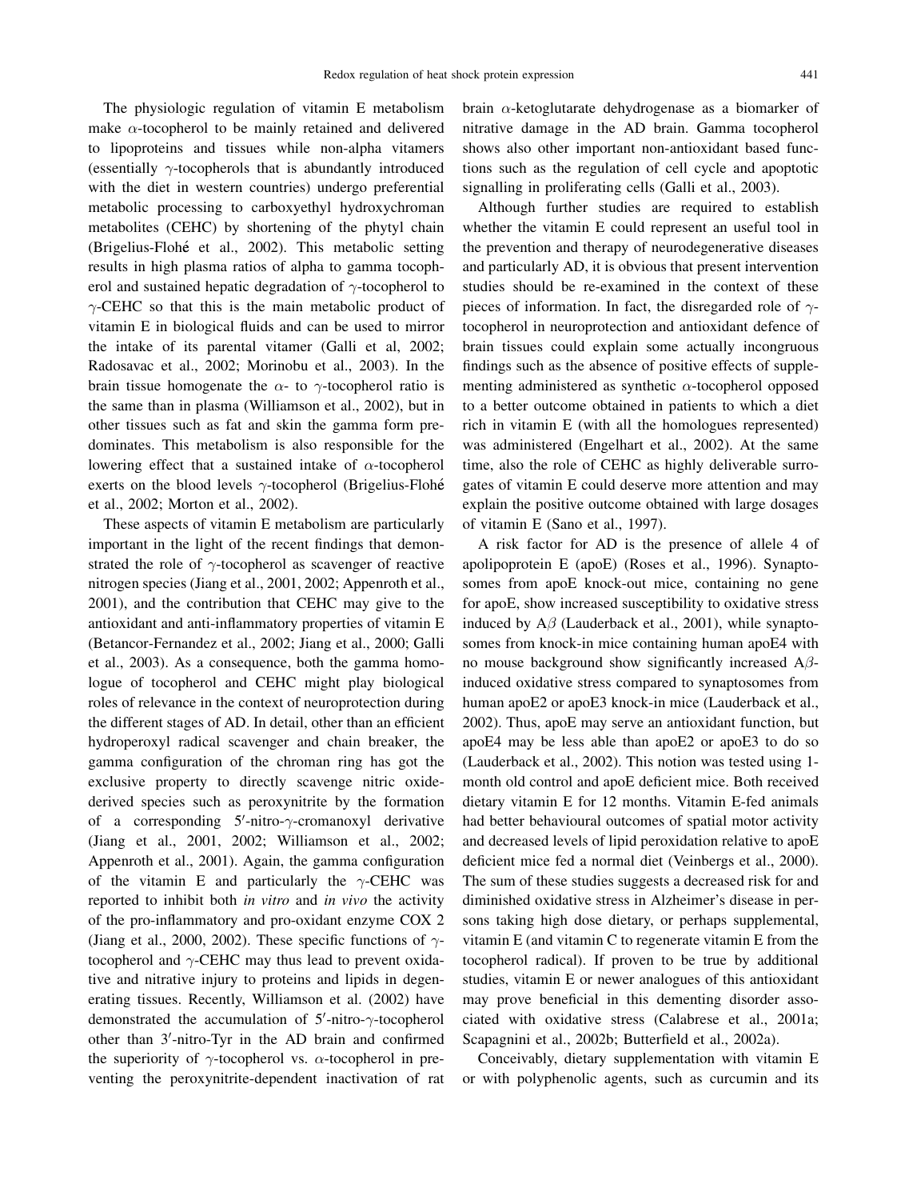The physiologic regulation of vitamin E metabolism make $\alpha$-tocopherol to be mainly retained and delivered to lipoproteins and tissues while non-alpha vitamers (essentially $\gamma$-tocopherols that is abundantly introduced with the diet in western countries) undergo preferential metabolic processing to carboxyethyl hydroxychroman metabolites (CEHC) by shortening of the phytyl chain (Brigelius-Flohé et al., 2002). This metabolic setting results in high plasma ratios of alpha to gamma tocopherol and sustained hepatic degradation of $\gamma$-tocopherol to $\gamma$-CEHC so that this is the main metabolic product of vitamin E in biological fluids and can be used to mirror the intake of its parental vitamer (Galli et al, 2002; Radosavac et al., 2002; Morinobu et al., 2003). In the brain tissue homogenate the $\alpha$- to $\gamma$-tocopherol ratio is the same than in plasma (Williamson et al., 2002), but in other tissues such as fat and skin the gamma form predominates. This metabolism is also responsible for the lowering effect that a sustained intake of $\alpha$-tocopherol exerts on the blood levels $\gamma$-tocopherol (Brigelius-Flohé et al., 2002; Morton et al., 2002).

These aspects of vitamin E metabolism are particularly important in the light of the recent findings that demonstrated the role of $\gamma$-tocopherol as scavenger of reactive nitrogen species (Jiang et al., 2001, 2002; Appenroth et al., 2001), and the contribution that CEHC may give to the antioxidant and anti-inflammatory properties of vitamin E (Betancor-Fernandez et al., 2002; Jiang et al., 2000; Galli et al., 2003). As a consequence, both the gamma homologue of tocopherol and CEHC might play biological roles of relevance in the context of neuroprotection during the different stages of AD. In detail, other than an efficient hydroperoxyl radical scavenger and chain breaker, the gamma configuration of the chroman ring has got the exclusive property to directly scavenge nitric oxide-derived species such as peroxynitrite by the formation of a corresponding 5′-nitro-$\gamma$-cromanoxyl derivative (Jiang et al., 2001, 2002; Williamson et al., 2002; Appenroth et al., 2001). Again, the gamma configuration of the vitamin E and particularly the $\gamma$-CEHC was reported to inhibit both *in vitro* and *in vivo* the activity of the pro-inflammatory and pro-oxidant enzyme COX 2 (Jiang et al., 2000, 2002). These specific functions of $\gamma$-tocopherol and $\gamma$-CEHC may thus lead to prevent oxidative and nitrative injury to proteins and lipids in degenerating tissues. Recently, Williamson et al. (2002) have demonstrated the accumulation of 5′-nitro-$\gamma$-tocopherol other than 3′-nitro-Tyr in the AD brain and confirmed the superiority of $\gamma$-tocopherol vs. $\alpha$-tocopherol in preventing the peroxynitrite-dependent inactivation of rat brain $\alpha$-ketoglutarate dehydrogenase as a biomarker of nitrative damage in the AD brain. Gamma tocopherol shows also other important non-antioxidant based functions such as the regulation of cell cycle and apoptotic signalling in proliferating cells (Galli et al., 2003).

Although further studies are required to establish whether the vitamin E could represent an useful tool in the prevention and therapy of neurodegenerative diseases and particularly AD, it is obvious that present intervention studies should be re-examined in the context of these pieces of information. In fact, the disregarded role of $\gamma$-tocopherol in neuroprotection and antioxidant defence of brain tissues could explain some actually incongruous findings such as the absence of positive effects of supplementing administered as synthetic $\alpha$-tocopherol opposed to a better outcome obtained in patients to which a diet rich in vitamin E (with all the homologues represented) was administered (Engelhart et al., 2002). At the same time, also the role of CEHC as highly deliverable surrogates of vitamin E could deserve more attention and may explain the positive outcome obtained with large dosages of vitamin E (Sano et al., 1997).

A risk factor for AD is the presence of allele 4 of apolipoprotein E (apoE) (Roses et al., 1996). Synaptosomes from apoE knock-out mice, containing no gene for apoE, show increased susceptibility to oxidative stress induced by A$\beta$ (Lauderback et al., 2001), while synaptosomes from knock-in mice containing human apoE4 with no mouse background show significantly increased A$\beta$-induced oxidative stress compared to synaptosomes from human apoE2 or apoE3 knock-in mice (Lauderback et al., 2002). Thus, apoE may serve an antioxidant function, but apoE4 may be less able than apoE2 or apoE3 to do so (Lauderback et al., 2002). This notion was tested using 1-month old control and apoE deficient mice. Both received dietary vitamin E for 12 months. Vitamin E-fed animals had better behavioural outcomes of spatial motor activity and decreased levels of lipid peroxidation relative to apoE deficient mice fed a normal diet (Veinbergs et al., 2000). The sum of these studies suggests a decreased risk for and diminished oxidative stress in Alzheimer's disease in persons taking high dose dietary, or perhaps supplemental, vitamin E (and vitamin C to regenerate vitamin E from the tocopherol radical). If proven to be true by additional studies, vitamin E or newer analogues of this antioxidant may prove beneficial in this dementing disorder associated with oxidative stress (Calabrese et al., 2001a; Scapagnini et al., 2002b; Butterfield et al., 2002a).

Conceivably, dietary supplementation with vitamin E or with polyphenolic agents, such as curcumin and its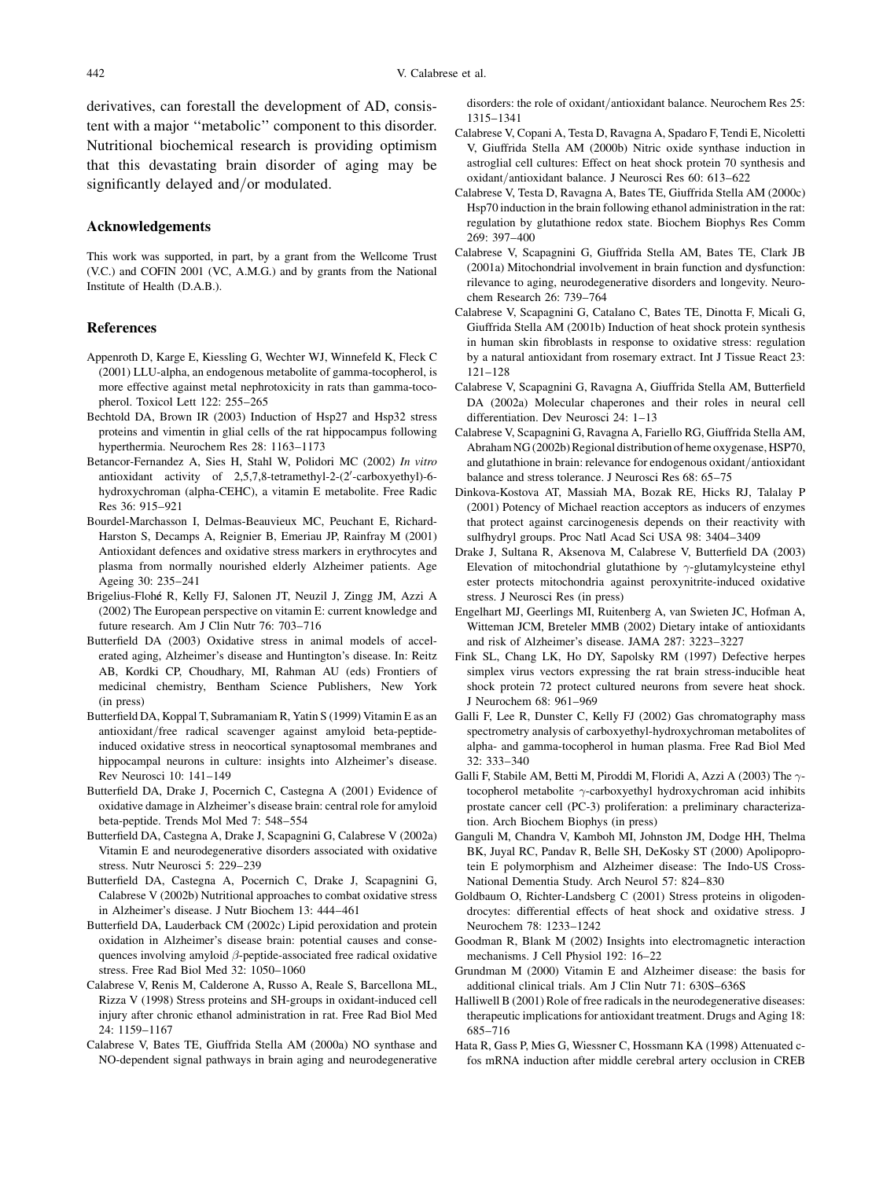derivatives, can forestall the development of AD, consistent with a major ''metabolic'' component to this disorder. Nutritional biochemical research is providing optimism that this devastating brain disorder of aging may be significantly delayed and/or modulated.

## Acknowledgements

This work was supported, in part, by a grant from the Wellcome Trust (V.C.) and COFIN 2001 (VC, A.M.G.) and by grants from the National Institute of Health (D.A.B.).

## References

Appenroth D, Karge E, Kiessling G, Wechter WJ, Winnefeld K, Fleck C (2001) LLU-alpha, an endogenous metabolite of gamma-tocopherol, is more effective against metal nephrotoxicity in rats than gamma-tocopherol. Toxicol Lett 122: 255–265

Bechtold DA, Brown IR (2003) Induction of Hsp27 and Hsp32 stress proteins and vimentin in glial cells of the rat hippocampus following hyperthermia. Neurochem Res 28: 1163–1173

Betancor-Fernandez A, Sies H, Stahl W, Polidori MC (2002) *In vitro* antioxidant activity of 2,5,7,8-tetramethyl-2-(2′-carboxyethyl)-6-hydroxychroman (alpha-CEHC), a vitamin E metabolite. Free Radic Res 36: 915–921

Bourdel-Marchasson I, Delmas-Beauvieux MC, Peuchant E, Richard-Harston S, Decamps A, Reignier B, Emeriau JP, Rainfray M (2001) Antioxidant defences and oxidative stress markers in erythrocytes and plasma from normally nourished elderly Alzheimer patients. Age Ageing 30: 235–241

Brigelius-Flohé R, Kelly FJ, Salonen JT, Neuzil J, Zingg JM, Azzi A (2002) The European perspective on vitamin E: current knowledge and future research. Am J Clin Nutr 76: 703–716

Butterfield DA (2003) Oxidative stress in animal models of accelerated aging, Alzheimer's disease and Huntington's disease. In: Reitz AB, Kordki CP, Choudhary, MI, Rahman AU (eds) Frontiers of medicinal chemistry, Bentham Science Publishers, New York (in press)

Butterfield DA, Koppal T, Subramaniam R, Yatin S (1999) Vitamin E as an antioxidant/free radical scavenger against amyloid beta-peptide-induced oxidative stress in neocortical synaptosomal membranes and hippocampal neurons in culture: insights into Alzheimer's disease. Rev Neurosci 10: 141–149

Butterfield DA, Drake J, Pocernich C, Castegna A (2001) Evidence of oxidative damage in Alzheimer's disease brain: central role for amyloid beta-peptide. Trends Mol Med 7: 548–554

Butterfield DA, Castegna A, Drake J, Scapagnini G, Calabrese V (2002a) Vitamin E and neurodegenerative disorders associated with oxidative stress. Nutr Neurosci 5: 229–239

Butterfield DA, Castegna A, Pocernich C, Drake J, Scapagnini G, Calabrese V (2002b) Nutritional approaches to combat oxidative stress in Alzheimer's disease. J Nutr Biochem 13: 444–461

Butterfield DA, Lauderback CM (2002c) Lipid peroxidation and protein oxidation in Alzheimer's disease brain: potential causes and consequences involving amyloid $\beta$-peptide-associated free radical oxidative stress. Free Rad Biol Med 32: 1050–1060

Calabrese V, Renis M, Calderone A, Russo A, Reale S, Barcellona ML, Rizza V (1998) Stress proteins and SH-groups in oxidant-induced cell injury after chronic ethanol administration in rat. Free Rad Biol Med 24: 1159–1167

Calabrese V, Bates TE, Giuffrida Stella AM (2000a) NO synthase and NO-dependent signal pathways in brain aging and neurodegenerative disorders: the role of oxidant/antioxidant balance. Neurochem Res 25: 1315–1341

Calabrese V, Copani A, Testa D, Ravagna A, Spadaro F, Tendi E, Nicoletti V, Giuffrida Stella AM (2000b) Nitric oxide synthase induction in astroglial cell cultures: Effect on heat shock protein 70 synthesis and oxidant/antioxidant balance. J Neurosci Res 60: 613–622

Calabrese V, Testa D, Ravagna A, Bates TE, Giuffrida Stella AM (2000c) Hsp70 induction in the brain following ethanol administration in the rat: regulation by glutathione redox state. Biochem Biophys Res Comm 269: 397–400

Calabrese V, Scapagnini G, Giuffrida Stella AM, Bates TE, Clark JB (2001a) Mitochondrial involvement in brain function and dysfunction: rilevance to aging, neurodegenerative disorders and longevity. Neurochem Research 26: 739–764

Calabrese V, Scapagnini G, Catalano C, Bates TE, Dinotta F, Micali G, Giuffrida Stella AM (2001b) Induction of heat shock protein synthesis in human skin fibroblasts in response to oxidative stress: regulation by a natural antioxidant from rosemary extract. Int J Tissue React 23: 121–128

Calabrese V, Scapagnini G, Ravagna A, Giuffrida Stella AM, Butterfield DA (2002a) Molecular chaperones and their roles in neural cell differentiation. Dev Neurosci 24: 1–13

Calabrese V, Scapagnini G, Ravagna A, Fariello RG, Giuffrida Stella AM, Abraham NG (2002b) Regional distribution of heme oxygenase, HSP70, and glutathione in brain: relevance for endogenous oxidant/antioxidant balance and stress tolerance. J Neurosci Res 68: 65–75

Dinkova-Kostova AT, Massiah MA, Bozak RE, Hicks RJ, Talalay P (2001) Potency of Michael reaction acceptors as inducers of enzymes that protect against carcinogenesis depends on their reactivity with sulfhydryl groups. Proc Natl Acad Sci USA 98: 3404–3409

Drake J, Sultana R, Aksenova M, Calabrese V, Butterfield DA (2003) Elevation of mitochondrial glutathione by $\gamma$-glutamylcysteine ethyl ester protects mitochondria against peroxynitrite-induced oxidative stress. J Neurosci Res (in press)

Engelhart MJ, Geerlings MI, Ruitenberg A, van Swieten JC, Hofman A, Witteman JCM, Breteler MMB (2002) Dietary intake of antioxidants and risk of Alzheimer's disease. JAMA 287: 3223–3227

Fink SL, Chang LK, Ho DY, Sapolsky RM (1997) Defective herpes simplex virus vectors expressing the rat brain stress-inducible heat shock protein 72 protect cultured neurons from severe heat shock. J Neurochem 68: 961–969

Galli F, Lee R, Dunster C, Kelly FJ (2002) Gas chromatography mass spectrometry analysis of carboxyethyl-hydroxychroman metabolites of alpha- and gamma-tocopherol in human plasma. Free Rad Biol Med 32: 333–340

Galli F, Stabile AM, Betti M, Piroddi M, Floridi A, Azzi A (2003) The $\gamma$-tocopherol metabolite $\gamma$-carboxyethyl hydroxychroman acid inhibits prostate cancer cell (PC-3) proliferation: a preliminary characterization. Arch Biochem Biophys (in press)

Ganguli M, Chandra V, Kamboh MI, Johnston JM, Dodge HH, Thelma BK, Juyal RC, Pandav R, Belle SH, DeKosky ST (2000) Apolipoprotein E polymorphism and Alzheimer disease: The Indo-US Cross-National Dementia Study. Arch Neurol 57: 824–830

Goldbaum O, Richter-Landsberg C (2001) Stress proteins in oligodendrocytes: differential effects of heat shock and oxidative stress. J Neurochem 78: 1233–1242

Goodman R, Blank M (2002) Insights into electromagnetic interaction mechanisms. J Cell Physiol 192: 16–22

Grundman M (2000) Vitamin E and Alzheimer disease: the basis for additional clinical trials. Am J Clin Nutr 71: 630S–636S

Halliwell B (2001) Role of free radicals in the neurodegenerative diseases: therapeutic implications for antioxidant treatment. Drugs and Aging 18: 685–716

Hata R, Gass P, Mies G, Wiessner C, Hossmann KA (1998) Attenuated c-fos mRNA induction after middle cerebral artery occlusion in CREB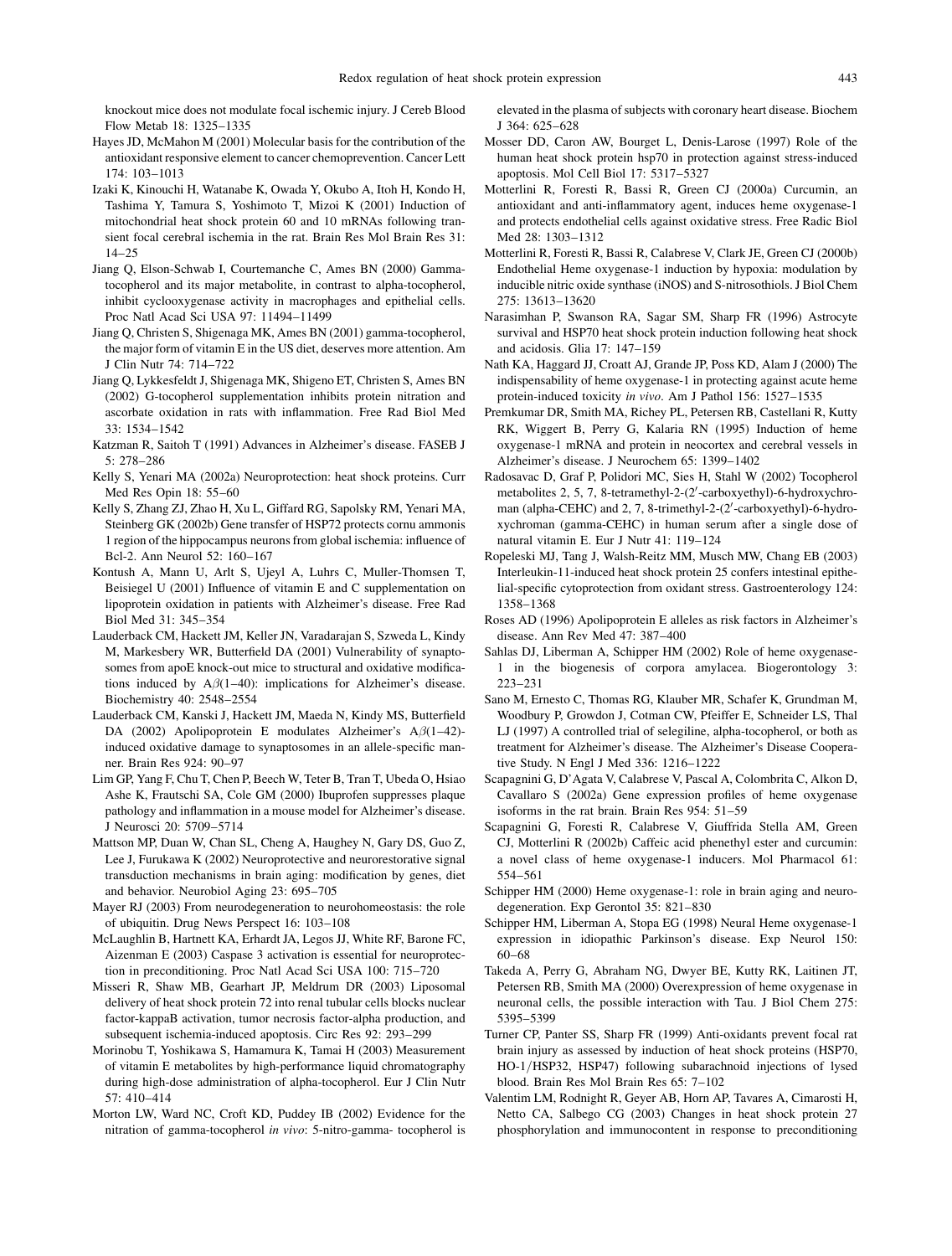knockout mice does not modulate focal ischemic injury. J Cereb Blood Flow Metab 18: 1325–1335

Hayes JD, McMahon M (2001) Molecular basis for the contribution of the antioxidant responsive element to cancer chemoprevention. Cancer Lett 174: 103–1013

Izaki K, Kinouchi H, Watanabe K, Owada Y, Okubo A, Itoh H, Kondo H, Tashima Y, Tamura S, Yoshimoto T, Mizoi K (2001) Induction of mitochondrial heat shock protein 60 and 10 mRNAs following transient focal cerebral ischemia in the rat. Brain Res Mol Brain Res 31: 14–25

Jiang Q, Elson-Schwab I, Courtemanche C, Ames BN (2000) Gamma-tocopherol and its major metabolite, in contrast to alpha-tocopherol, inhibit cyclooxygenase activity in macrophages and epithelial cells. Proc Natl Acad Sci USA 97: 11494–11499

Jiang Q, Christen S, Shigenaga MK, Ames BN (2001) gamma-tocopherol, the major form of vitamin E in the US diet, deserves more attention. Am J Clin Nutr 74: 714–722

Jiang Q, Lykkesfeldt J, Shigenaga MK, Shigeno ET, Christen S, Ames BN (2002) G-tocopherol supplementation inhibits protein nitration and ascorbate oxidation in rats with inflammation. Free Rad Biol Med 33: 1534–1542

Katzman R, Saitoh T (1991) Advances in Alzheimer's disease. FASEB J 5: 278–286

Kelly S, Yenari MA (2002a) Neuroprotection: heat shock proteins. Curr Med Res Opin 18: 55–60

Kelly S, Zhang ZJ, Zhao H, Xu L, Giffard RG, Sapolsky RM, Yenari MA, Steinberg GK (2002b) Gene transfer of HSP72 protects cornu ammonis 1 region of the hippocampus neurons from global ischemia: influence of Bcl-2. Ann Neurol 52: 160–167

Kontush A, Mann U, Arlt S, Ujeyl A, Luhrs C, Muller-Thomsen T, Beisiegel U (2001) Influence of vitamin E and C supplementation on lipoprotein oxidation in patients with Alzheimer's disease. Free Rad Biol Med 31: 345–354

Lauderback CM, Hackett JM, Keller JN, Varadarajan S, Szweda L, Kindy M, Markesbery WR, Butterfield DA (2001) Vulnerability of synaptosomes from apoE knock-out mice to structural and oxidative modifications induced by A$\beta$(1–40): implications for Alzheimer's disease. Biochemistry 40: 2548–2554

Lauderback CM, Kanski J, Hackett JM, Maeda N, Kindy MS, Butterfield DA (2002) Apolipoprotein E modulates Alzheimer's A$\beta$(1–42)-induced oxidative damage to synaptosomes in an allele-specific manner. Brain Res 924: 90–97

Lim GP, Yang F, Chu T, Chen P, Beech W, Teter B, Tran T, Ubeda O, Hsiao Ashe K, Frautschi SA, Cole GM (2000) Ibuprofen suppresses plaque pathology and inflammation in a mouse model for Alzheimer's disease. J Neurosci 20: 5709–5714

Mattson MP, Duan W, Chan SL, Cheng A, Haughey N, Gary DS, Guo Z, Lee J, Furukawa K (2002) Neuroprotective and neurorestorative signal transduction mechanisms in brain aging: modification by genes, diet and behavior. Neurobiol Aging 23: 695–705

Mayer RJ (2003) From neurodegeneration to neurohomeostasis: the role of ubiquitin. Drug News Perspect 16: 103–108

McLaughlin B, Hartnett KA, Erhardt JA, Legos JJ, White RF, Barone FC, Aizenman E (2003) Caspase 3 activation is essential for neuroprotection in preconditioning. Proc Natl Acad Sci USA 100: 715–720

Misseri R, Shaw MB, Gearhart JP, Meldrum DR (2003) Liposomal delivery of heat shock protein 72 into renal tubular cells blocks nuclear factor-kappaB activation, tumor necrosis factor-alpha production, and subsequent ischemia-induced apoptosis. Circ Res 92: 293–299

Morinobu T, Yoshikawa S, Hamamura K, Tamai H (2003) Measurement of vitamin E metabolites by high-performance liquid chromatography during high-dose administration of alpha-tocopherol. Eur J Clin Nutr 57: 410–414

Morton LW, Ward NC, Croft KD, Puddey IB (2002) Evidence for the nitration of gamma-tocopherol *in vivo*: 5-nitro-gamma- tocopherol is elevated in the plasma of subjects with coronary heart disease. Biochem J 364: 625–628

Mosser DD, Caron AW, Bourget L, Denis-Larose (1997) Role of the human heat shock protein hsp70 in protection against stress-induced apoptosis. Mol Cell Biol 17: 5317–5327

Motterlini R, Foresti R, Bassi R, Green CJ (2000a) Curcumin, an antioxidant and anti-inflammatory agent, induces heme oxygenase-1 and protects endothelial cells against oxidative stress. Free Radic Biol Med 28: 1303–1312

Motterlini R, Foresti R, Bassi R, Calabrese V, Clark JE, Green CJ (2000b) Endothelial Heme oxygenase-1 induction by hypoxia: modulation by inducible nitric oxide synthase (iNOS) and S-nitrosothiols. J Biol Chem 275: 13613–13620

Narasimhan P, Swanson RA, Sagar SM, Sharp FR (1996) Astrocyte survival and HSP70 heat shock protein induction following heat shock and acidosis. Glia 17: 147–159

Nath KA, Haggard JJ, Croatt AJ, Grande JP, Poss KD, Alam J (2000) The indispensability of heme oxygenase-1 in protecting against acute heme protein-induced toxicity *in vivo*. Am J Pathol 156: 1527–1535

Premkumar DR, Smith MA, Richey PL, Petersen RB, Castellani R, Kutty RK, Wiggert B, Perry G, Kalaria RN (1995) Induction of heme oxygenase-1 mRNA and protein in neocortex and cerebral vessels in Alzheimer's disease. J Neurochem 65: 1399–1402

Radosavac D, Graf P, Polidori MC, Sies H, Stahl W (2002) Tocopherol metabolites 2, 5, 7, 8-tetramethyl-2-(2′-carboxyethyl)-6-hydroxychroman (alpha-CEHC) and 2, 7, 8-trimethyl-2-(2′-carboxyethyl)-6-hydroxychroman (gamma-CEHC) in human serum after a single dose of natural vitamin E. Eur J Nutr 41: 119–124

Ropeleski MJ, Tang J, Walsh-Reitz MM, Musch MW, Chang EB (2003) Interleukin-11-induced heat shock protein 25 confers intestinal epithelial-specific cytoprotection from oxidant stress. Gastroenterology 124: 1358–1368

Roses AD (1996) Apolipoprotein E alleles as risk factors in Alzheimer's disease. Ann Rev Med 47: 387–400

Sahlas DJ, Liberman A, Schipper HM (2002) Role of heme oxygenase-1 in the biogenesis of corpora amylacea. Biogerontology 3: 223–231

Sano M, Ernesto C, Thomas RG, Klauber MR, Schafer K, Grundman M, Woodbury P, Growdon J, Cotman CW, Pfeiffer E, Schneider LS, Thal LJ (1997) A controlled trial of selegiline, alpha-tocopherol, or both as treatment for Alzheimer's disease. The Alzheimer's Disease Cooperative Study. N Engl J Med 336: 1216–1222

Scapagnini G, D'Agata V, Calabrese V, Pascal A, Colombrita C, Alkon D, Cavallaro S (2002a) Gene expression profiles of heme oxygenase isoforms in the rat brain. Brain Res 954: 51–59

Scapagnini G, Foresti R, Calabrese V, Giuffrida Stella AM, Green CJ, Motterlini R (2002b) Caffeic acid phenethyl ester and curcumin: a novel class of heme oxygenase-1 inducers. Mol Pharmacol 61: 554–561

Schipper HM (2000) Heme oxygenase-1: role in brain aging and neurodegeneration. Exp Gerontol 35: 821–830

Schipper HM, Liberman A, Stopa EG (1998) Neural Heme oxygenase-1 expression in idiopathic Parkinson's disease. Exp Neurol 150: 60–68

Takeda A, Perry G, Abraham NG, Dwyer BE, Kutty RK, Laitinen JT, Petersen RB, Smith MA (2000) Overexpression of heme oxygenase in neuronal cells, the possible interaction with Tau. J Biol Chem 275: 5395–5399

Turner CP, Panter SS, Sharp FR (1999) Anti-oxidants prevent focal rat brain injury as assessed by induction of heat shock proteins (HSP70, HO-1/HSP32, HSP47) following subarachnoid injections of lysed blood. Brain Res Mol Brain Res 65: 7–102

Valentim LM, Rodnight R, Geyer AB, Horn AP, Tavares A, Cimarosti H, Netto CA, Salbego CG (2003) Changes in heat shock protein 27 phosphorylation and immunocontent in response to preconditioning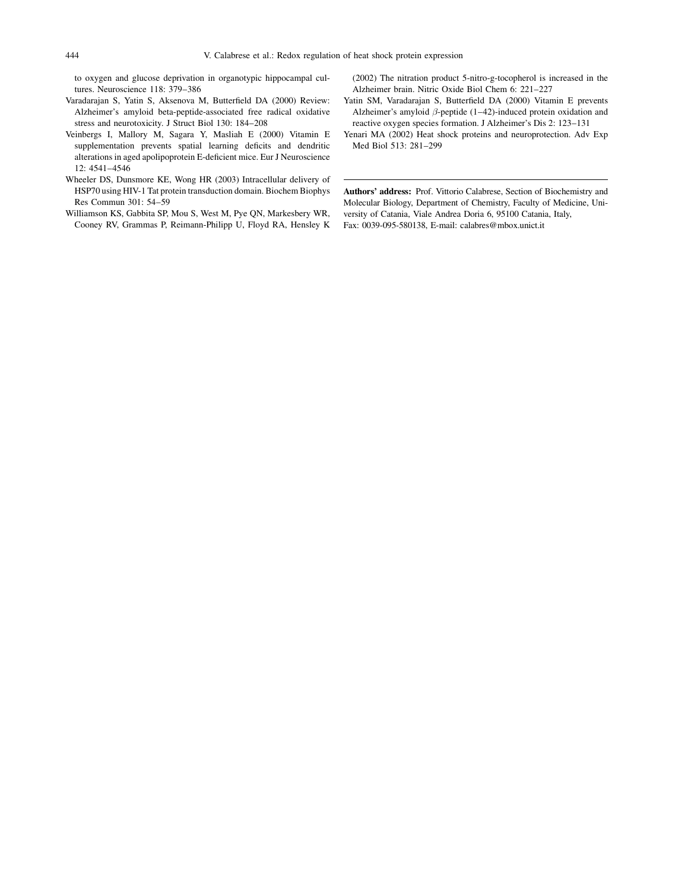to oxygen and glucose deprivation in organotypic hippocampal cultures. Neuroscience 118: 379–386

Varadarajan S, Yatin S, Aksenova M, Butterfield DA (2000) Review: Alzheimer's amyloid beta-peptide-associated free radical oxidative stress and neurotoxicity. J Struct Biol 130: 184–208

Veinbergs I, Mallory M, Sagara Y, Masliah E (2000) Vitamin E supplementation prevents spatial learning deficits and dendritic alterations in aged apolipoprotein E-deficient mice. Eur J Neuroscience 12: 4541–4546

Wheeler DS, Dunsmore KE, Wong HR (2003) Intracellular delivery of HSP70 using HIV-1 Tat protein transduction domain. Biochem Biophys Res Commun 301: 54–59

Williamson KS, Gabbita SP, Mou S, West M, Pye QN, Markesbery WR, Cooney RV, Grammas P, Reimann-Philipp U, Floyd RA, Hensley K (2002) The nitration product 5-nitro-g-tocopherol is increased in the Alzheimer brain. Nitric Oxide Biol Chem 6: 221–227

Yatin SM, Varadarajan S, Butterfield DA (2000) Vitamin E prevents Alzheimer's amyloid $\beta$-peptide (1–42)-induced protein oxidation and reactive oxygen species formation. J Alzheimer's Dis 2: 123–131

Yenari MA (2002) Heat shock proteins and neuroprotection. Adv Exp Med Biol 513: 281–299

---

**Authors' address:** Prof. Vittorio Calabrese, Section of Biochemistry and Molecular Biology, Department of Chemistry, Faculty of Medicine, University of Catania, Viale Andrea Doria 6, 95100 Catania, Italy, Fax: 0039-095-580138, E-mail: calabres@mbox.unict.it